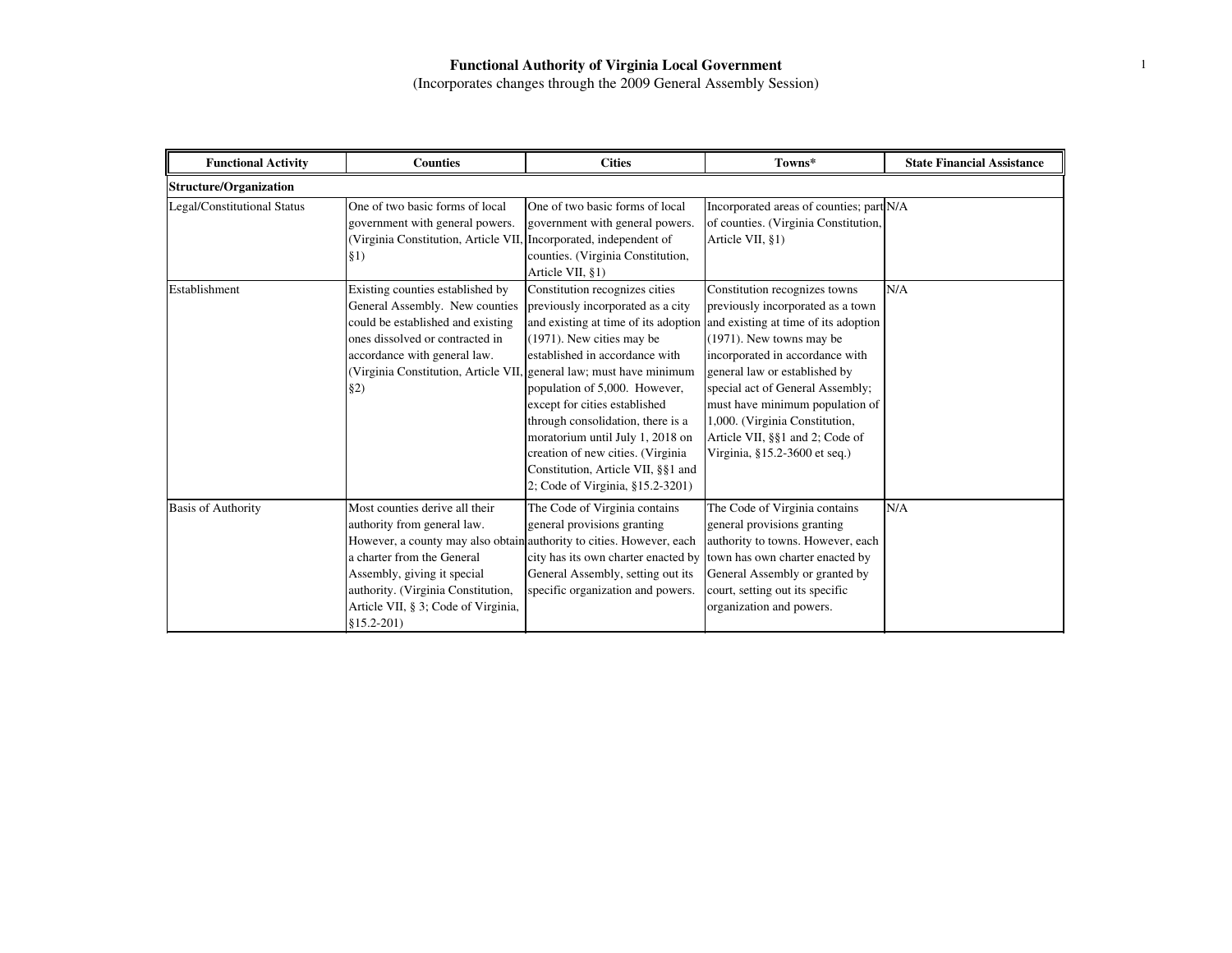# Functional Authority of Virginia Local Government

(Incorporates changes through the 2009 General Assembly Session)

| Functional Activity | Counties | Cities | Towns* | State Financial Assistance |
|---|---|---|---|---|
| **Structure/Organization** | | | | |
| Legal/Constitutional Status | One of two basic forms of local government with general powers. (Virginia Constitution, Article VII, §1) | One of two basic forms of local government with general powers. Incorporated, independent of counties. (Virginia Constitution, Article VII, §1) | Incorporated areas of counties; part of counties. (Virginia Constitution, Article VII, §1) | N/A |
| Establishment | Existing counties established by General Assembly. New counties could be established and existing ones dissolved or contracted in accordance with general law. (Virginia Constitution, Article VII, §2) | Constitution recognizes cities previously incorporated as a city and existing at time of its adoption (1971). New cities may be established in accordance with general law; must have minimum population of 5,000. However, except for cities established through consolidation, there is a moratorium until July 1, 2018 on creation of new cities. (Virginia Constitution, Article VII, §§1 and 2; Code of Virginia, §15.2-3201) | Constitution recognizes towns previously incorporated as a town and existing at time of its adoption (1971). New towns may be incorporated in accordance with general law or established by special act of General Assembly; must have minimum population of 1,000. (Virginia Constitution, Article VII, §§1 and 2; Code of Virginia, §15.2-3600 et seq.) | N/A |
| Basis of Authority | Most counties derive all their authority from general law. However, a county may also obtain a charter from the General Assembly, giving it special authority. (Virginia Constitution, Article VII, § 3; Code of Virginia, §15.2-201) | The Code of Virginia contains general provisions granting authority to cities. However, each city has its own charter enacted by General Assembly, setting out its specific organization and powers. | The Code of Virginia contains general provisions granting authority to towns. However, each town has own charter enacted by General Assembly or granted by court, setting out its specific organization and powers. | N/A |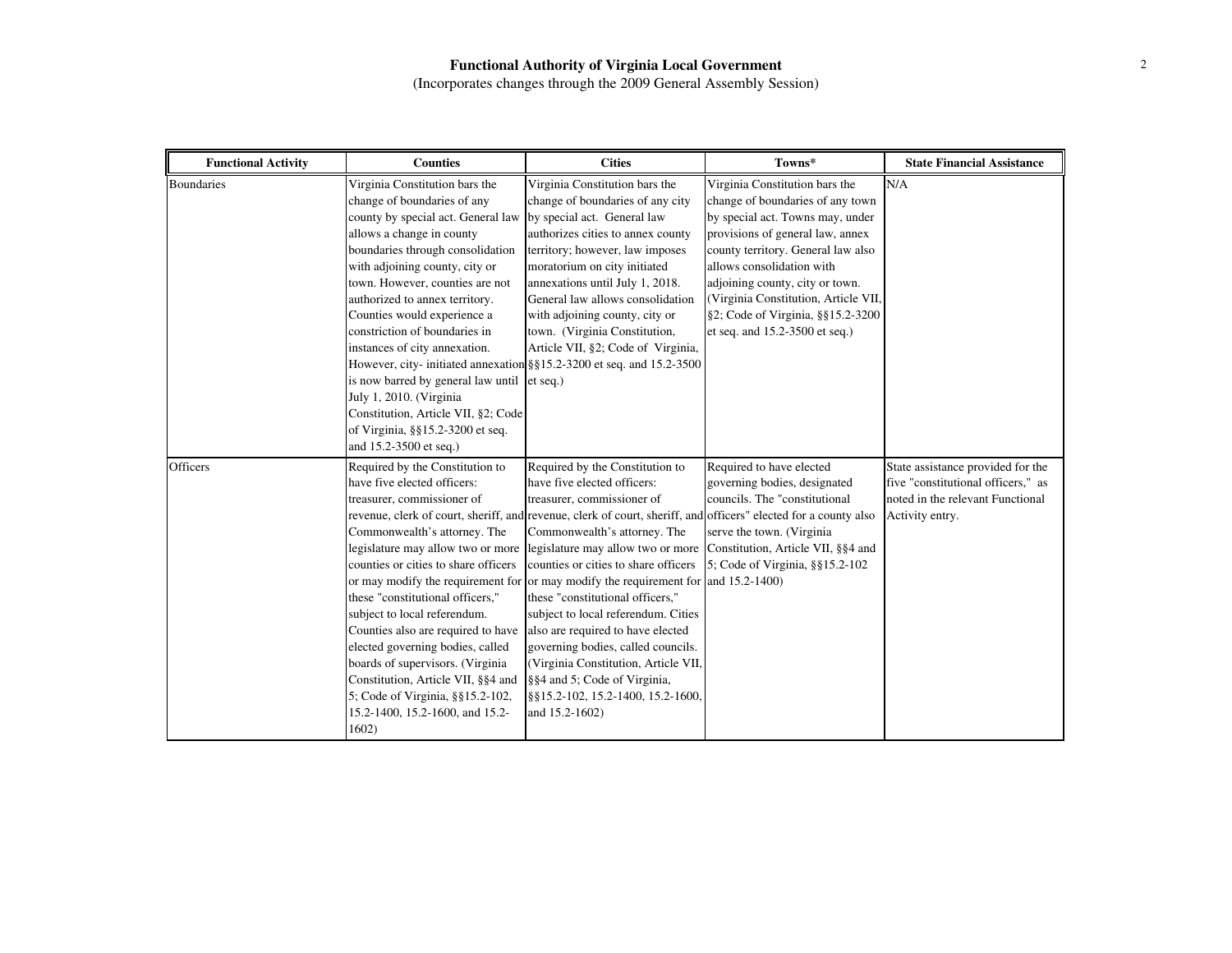# Functional Authority of Virginia Local Government

(Incorporates changes through the 2009 General Assembly Session)

| Functional Activity | Counties | Cities | Towns* | State Financial Assistance |
|---|---|---|---|---|
| Boundaries | Virginia Constitution bars the change of boundaries of any county by special act. General law allows a change in county boundaries through consolidation with adjoining county, city or town. However, counties are not authorized to annex territory. Counties would experience a constriction of boundaries in instances of city annexation. However, city- initiated annexation is now barred by general law until July 1, 2010. (Virginia Constitution, Article VII, §2; Code of Virginia, §§15.2-3200 et seq. and 15.2-3500 et seq.) | Virginia Constitution bars the change of boundaries of any city by special act. General law authorizes cities to annex county territory; however, law imposes moratorium on city initiated annexations until July 1, 2018. General law allows consolidation with adjoining county, city or town. (Virginia Constitution, Article VII, §2; Code of Virginia, §§15.2-3200 et seq. and 15.2-3500 et seq.) | Virginia Constitution bars the change of boundaries of any town by special act. Towns may, under provisions of general law, annex county territory. General law also allows consolidation with adjoining county, city or town. (Virginia Constitution, Article VII, §2; Code of Virginia, §§15.2-3200 et seq. and 15.2-3500 et seq.) | N/A |
| Officers | Required by the Constitution to have five elected officers: treasurer, commissioner of revenue, clerk of court, sheriff, and Commonwealth's attorney. The legislature may allow two or more counties or cities to share officers or may modify the requirement for these "constitutional officers," subject to local referendum. Counties also are required to have elected governing bodies, called boards of supervisors. (Virginia Constitution, Article VII, §§4 and 5; Code of Virginia, §§15.2-102, 15.2-1400, 15.2-1600, and 15.2-1602) | Required by the Constitution to have five elected officers: treasurer, commissioner of revenue, clerk of court, sheriff, and Commonwealth's attorney. The legislature may allow two or more counties or cities to share officers or may modify the requirement for these "constitutional officers," subject to local referendum. Cities also are required to have elected governing bodies, called councils. (Virginia Constitution, Article VII, §§4 and 5; Code of Virginia, §§15.2-102, 15.2-1400, 15.2-1600, and 15.2-1602) | Required to have elected governing bodies, designated councils. The "constitutional officers" elected for a county also serve the town. (Virginia Constitution, Article VII, §§4 and 5; Code of Virginia, §§15.2-102 and 15.2-1400) | State assistance provided for the five "constitutional officers," as noted in the relevant Functional Activity entry. |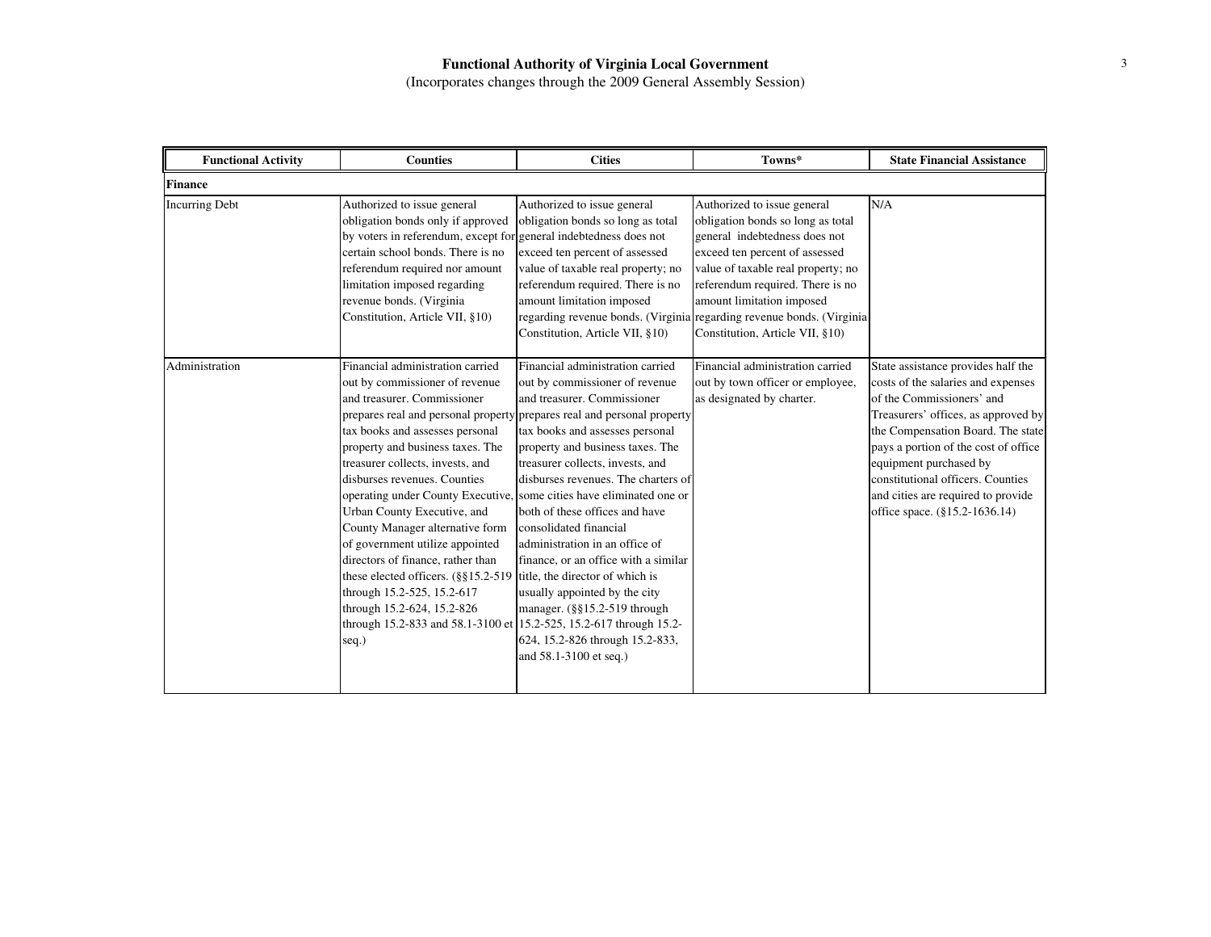# Functional Authority of Virginia Local Government

(Incorporates changes through the 2009 General Assembly Session)

| Functional Activity | Counties | Cities | Towns* | State Financial Assistance |
|---|---|---|---|---|
| **Finance** | | | | |
| Incurring Debt | Authorized to issue general obligation bonds only if approved by voters in referendum, except for certain school bonds. There is no referendum required nor amount limitation imposed regarding revenue bonds. (Virginia Constitution, Article VII, §10) | Authorized to issue general obligation bonds so long as total general indebtedness does not exceed ten percent of assessed value of taxable real property; no referendum required. There is no amount limitation imposed regarding revenue bonds. (Virginia Constitution, Article VII, §10) | Authorized to issue general obligation bonds so long as total general indebtedness does not exceed ten percent of assessed value of taxable real property; no referendum required. There is no amount limitation imposed regarding revenue bonds. (Virginia Constitution, Article VII, §10) | N/A |
| Administration | Financial administration carried out by commissioner of revenue and treasurer. Commissioner prepares real and personal property tax books and assesses personal property and business taxes. The treasurer collects, invests, and disburses revenues. Counties operating under County Executive, Urban County Executive, and County Manager alternative form of government utilize appointed directors of finance, rather than these elected officers. (§§15.2-519 through 15.2-525, 15.2-617 through 15.2-624, 15.2-826 through 15.2-833 and 58.1-3100 et seq.) | Financial administration carried out by commissioner of revenue and treasurer. Commissioner prepares real and personal property tax books and assesses personal property and business taxes. The treasurer collects, invests, and disburses revenues. The charters of some cities have eliminated one or both of these offices and have consolidated financial administration in an office of finance, or an office with a similar title, the director of which is usually appointed by the city manager. (§§15.2-519 through 15.2-525, 15.2-617 through 15.2-624, 15.2-826 through 15.2-833, and 58.1-3100 et seq.) | Financial administration carried out by town officer or employee, as designated by charter. | State assistance provides half the costs of the salaries and expenses of the Commissioners' and Treasurers' offices, as approved by the Compensation Board. The state pays a portion of the cost of office equipment purchased by constitutional officers. Counties and cities are required to provide office space. (§15.2-1636.14) |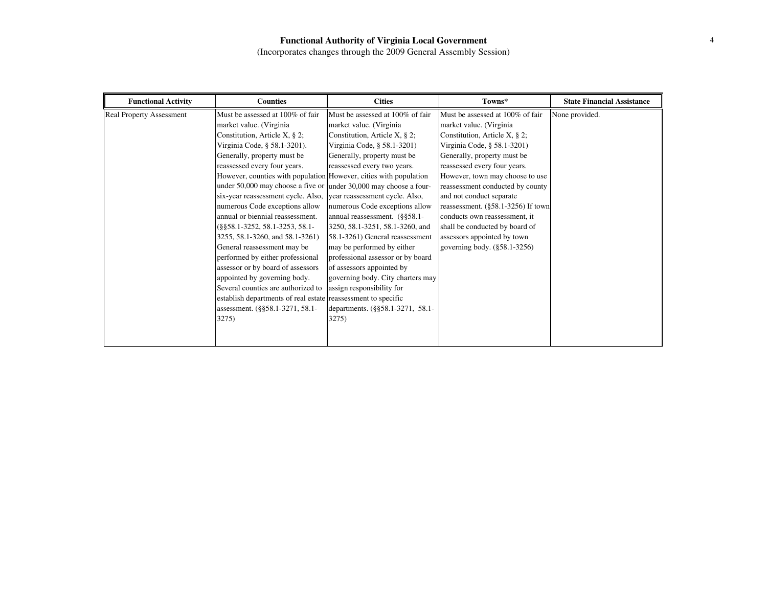**Functional Authority of Virginia Local Government**
(Incorporates changes through the 2009 General Assembly Session)

| Functional Activity | Counties | Cities | Towns* | State Financial Assistance |
| --- | --- | --- | --- | --- |
| Real Property Assessment | Must be assessed at 100% of fair market value. (Virginia Constitution, Article X, § 2; Virginia Code, § 58.1-3201). Generally, property must be reassessed every four years. However, counties with population under 50,000 may choose a five or six-year reassessment cycle. Also, numerous Code exceptions allow annual or biennial reassessment. (§§58.1-3252, 58.1-3253, 58.1-3255, 58.1-3260, and 58.1-3261) General reassessment may be performed by either professional assessor or by board of assessors appointed by governing body. Several counties are authorized to establish departments of real estate assessment. (§§58.1-3271, 58.1-3275) | Must be assessed at 100% of fair market value. (Virginia Constitution, Article X, § 2; Virginia Code, § 58.1-3201) Generally, property must be reassessed every two years. However, cities with population under 30,000 may choose a four-year reassessment cycle. Also, numerous Code exceptions allow annual reassessment. (§§58.1-3250, 58.1-3251, 58.1-3260, and 58.1-3261) General reassessment may be performed by either professional assessor or by board of assessors appointed by governing body. City charters may assign responsibility for reassessment to specific departments. (§§58.1-3271, 58.1-3275) | Must be assessed at 100% of fair market value. (Virginia Constitution, Article X, § 2; Virginia Code, § 58.1-3201) Generally, property must be reassessed every four years. However, town may choose to use reassessment conducted by county and not conduct separate reassessment. (§58.1-3256) If town conducts own reassessment, it shall be conducted by board of assessors appointed by town governing body. (§58.1-3256) | None provided. |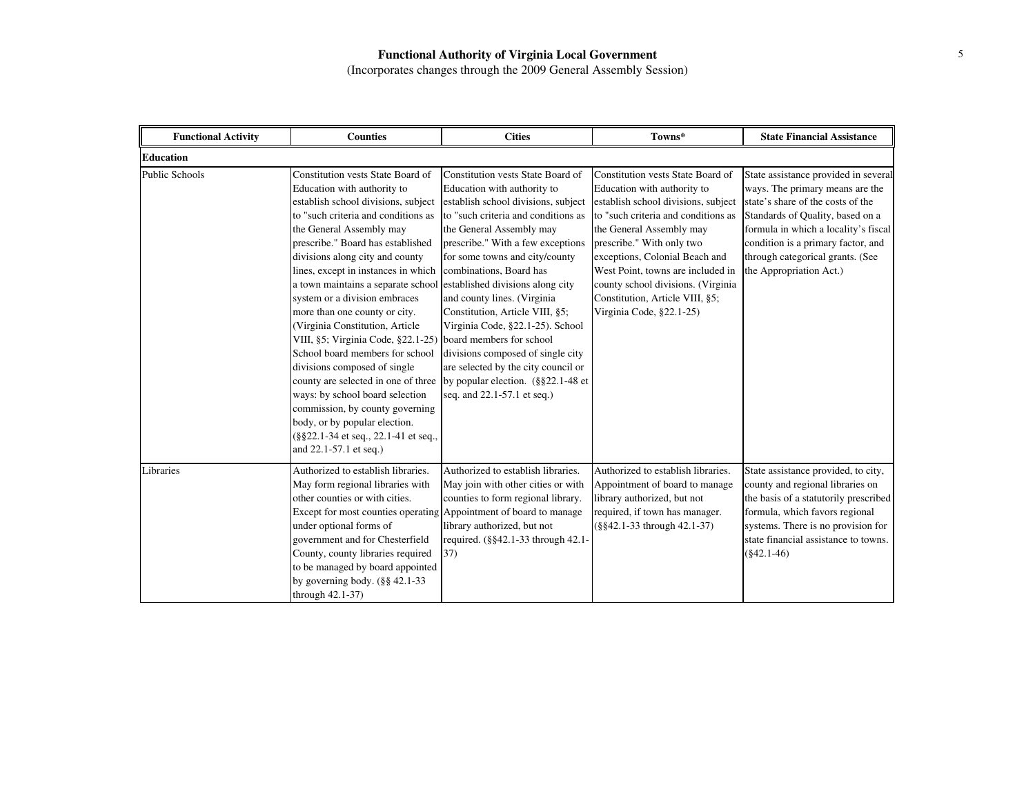# Functional Authority of Virginia Local Government

(Incorporates changes through the 2009 General Assembly Session)

| Functional Activity | Counties | Cities | Towns* | State Financial Assistance |
|---|---|---|---|---|
| **Education** | | | | |
| Public Schools | Constitution vests State Board of Education with authority to establish school divisions, subject to "such criteria and conditions as the General Assembly may prescribe." Board has established divisions along city and county lines, except in instances in which a town maintains a separate school system or a division embraces more than one county or city. (Virginia Constitution, Article VIII, §5; Virginia Code, §22.1-25) School board members for school divisions composed of single county are selected in one of three ways: by school board selection commission, by county governing body, or by popular election. (§§22.1-34 et seq., 22.1-41 et seq., and 22.1-57.1 et seq.) | Constitution vests State Board of Education with authority to establish school divisions, subject to "such criteria and conditions as the General Assembly may prescribe." With a few exceptions for some towns and city/county combinations, Board has established divisions along city and county lines. (Virginia Constitution, Article VIII, §5; Virginia Code, §22.1-25). School board members for school divisions composed of single city are selected by the city council or by popular election. (§§22.1-48 et seq. and 22.1-57.1 et seq.) | Constitution vests State Board of Education with authority to establish school divisions, subject to "such criteria and conditions as the General Assembly may prescribe." With only two exceptions, Colonial Beach and West Point, towns are included in county school divisions. (Virginia Constitution, Article VIII, §5; Virginia Code, §22.1-25) | State assistance provided in several ways. The primary means are the state's share of the costs of the Standards of Quality, based on a formula in which a locality's fiscal condition is a primary factor, and through categorical grants. (See the Appropriation Act.) |
| Libraries | Authorized to establish libraries. May form regional libraries with other counties or with cities. Except for most counties operating under optional forms of government and for Chesterfield County, county libraries required to be managed by board appointed by governing body. (§§ 42.1-33 through 42.1-37) | Authorized to establish libraries. May join with other cities or with counties to form regional library. Appointment of board to manage library authorized, but not required. (§§42.1-33 through 42.1-37) | Authorized to establish libraries. Appointment of board to manage library authorized, but not required, if town has manager. (§§42.1-33 through 42.1-37) | State assistance provided, to city, county and regional libraries on the basis of a statutorily prescribed formula, which favors regional systems. There is no provision for state financial assistance to towns. (§42.1-46) |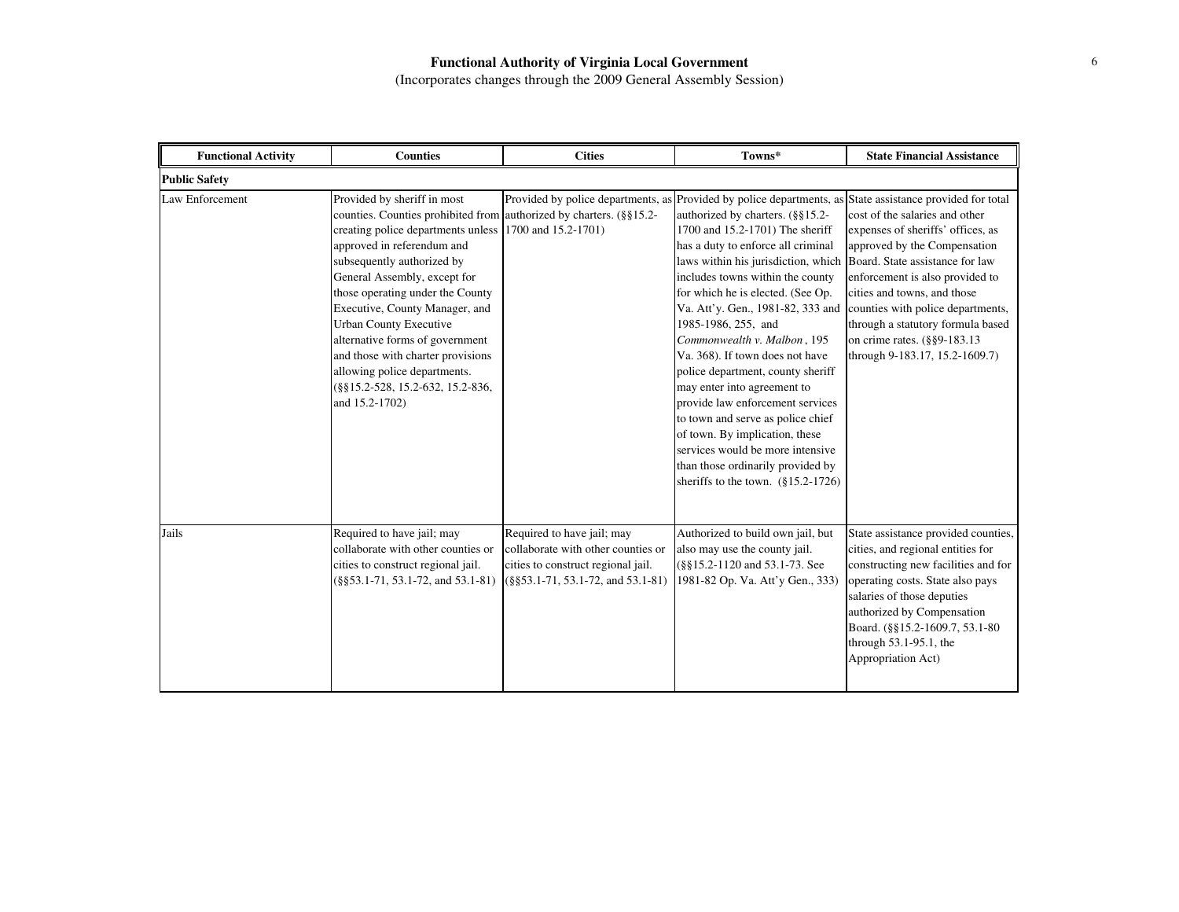# Functional Authority of Virginia Local Government

(Incorporates changes through the 2009 General Assembly Session)

| Functional Activity | Counties | Cities | Towns* | State Financial Assistance |
|---|---|---|---|---|
| **Public Safety** | | | | |
| Law Enforcement | Provided by sheriff in most counties. Counties prohibited from creating police departments unless approved in referendum and subsequently authorized by General Assembly, except for those operating under the County Executive, County Manager, and Urban County Executive alternative forms of government and those with charter provisions allowing police departments. (§§15.2-528, 15.2-632, 15.2-836, and 15.2-1702) | Provided by police departments, as authorized by charters. (§§15.2-1700 and 15.2-1701) | Provided by police departments, as authorized by charters. (§§15.2-1700 and 15.2-1701) The sheriff has a duty to enforce all criminal laws within his jurisdiction, which includes towns within the county for which he is elected. (See Op. Va. Att'y. Gen., 1981-82, 333 and 1985-1986, 255, and *Commonwealth v. Malbon*, 195 Va. 368). If town does not have police department, county sheriff may enter into agreement to provide law enforcement services to town and serve as police chief of town. By implication, these services would be more intensive than those ordinarily provided by sheriffs to the town. (§15.2-1726) | State assistance provided for total cost of the salaries and other expenses of sheriffs' offices, as approved by the Compensation Board. State assistance for law enforcement is also provided to cities and towns, and those counties with police departments, through a statutory formula based on crime rates. (§§9-183.13 through 9-183.17, 15.2-1609.7) |
| Jails | Required to have jail; may collaborate with other counties or cities to construct regional jail. (§§53.1-71, 53.1-72, and 53.1-81) | Required to have jail; may collaborate with other counties or cities to construct regional jail. (§§53.1-71, 53.1-72, and 53.1-81) | Authorized to build own jail, but also may use the county jail. (§§15.2-1120 and 53.1-73. See 1981-82 Op. Va. Att'y Gen., 333) | State assistance provided counties, cities, and regional entities for constructing new facilities and for operating costs. State also pays salaries of those deputies authorized by Compensation Board. (§§15.2-1609.7, 53.1-80 through 53.1-95.1, the Appropriation Act) |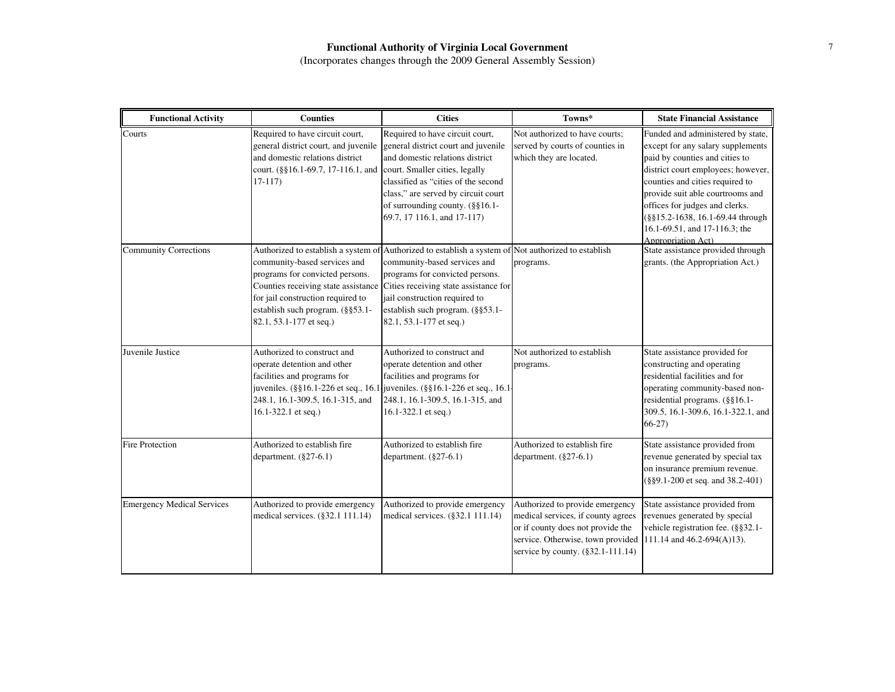**Functional Authority of Virginia Local Government**
(Incorporates changes through the 2009 General Assembly Session)

| Functional Activity | Counties | Cities | Towns* | State Financial Assistance |
|---|---|---|---|---|
| Courts | Required to have circuit court, general district court, and juvenile and domestic relations district court. (§§16.1-69.7, 17-116.1, and 17-117) | Required to have circuit court, general district court and juvenile and domestic relations district court. Smaller cities, legally classified as "cities of the second class," are served by circuit court of surrounding county. (§§16.1-69.7, 17 116.1, and 17-117) | Not authorized to have courts; served by courts of counties in which they are located. | Funded and administered by state, except for any salary supplements paid by counties and cities to district court employees; however, counties and cities required to provide suit able courtrooms and offices for judges and clerks. (§§15.2-1638, 16.1-69.44 through 16.1-69.51, and 17-116.3; the Appropriation Act) |
| Community Corrections | Authorized to establish a system of community-based services and programs for convicted persons. Counties receiving state assistance for jail construction required to establish such program. (§§53.1-82.1, 53.1-177 et seq.) | Authorized to establish a system of community-based services and programs for convicted persons. Cities receiving state assistance for jail construction required to establish such program. (§§53.1-82.1, 53.1-177 et seq.) | Not authorized to establish programs. | State assistance provided through grants. (the Appropriation Act.) |
| Juvenile Justice | Authorized to construct and operate detention and other facilities and programs for juveniles. (§§16.1-226 et seq., 16.1-248.1, 16.1-309.5, 16.1-315, and 16.1-322.1 et seq.) | Authorized to construct and operate detention and other facilities and programs for juveniles. (§§16.1-226 et seq., 16.1-248.1, 16.1-309.5, 16.1-315, and 16.1-322.1 et seq.) | Not authorized to establish programs. | State assistance provided for constructing and operating residential facilities and for operating community-based non-residential programs. (§§16.1-309.5, 16.1-309.6, 16.1-322.1, and 66-27) |
| Fire Protection | Authorized to establish fire department. (§27-6.1) | Authorized to establish fire department. (§27-6.1) | Authorized to establish fire department. (§27-6.1) | State assistance provided from revenue generated by special tax on insurance premium revenue. (§§9.1-200 et seq. and 38.2-401) |
| Emergency Medical Services | Authorized to provide emergency medical services. (§32.1 111.14) | Authorized to provide emergency medical services. (§32.1 111.14) | Authorized to provide emergency medical services, if county agrees or if county does not provide the service. Otherwise, town provided service by county. (§32.1-111.14) | State assistance provided from revenues generated by special vehicle registration fee. (§§32.1-111.14 and 46.2-694(A)13). |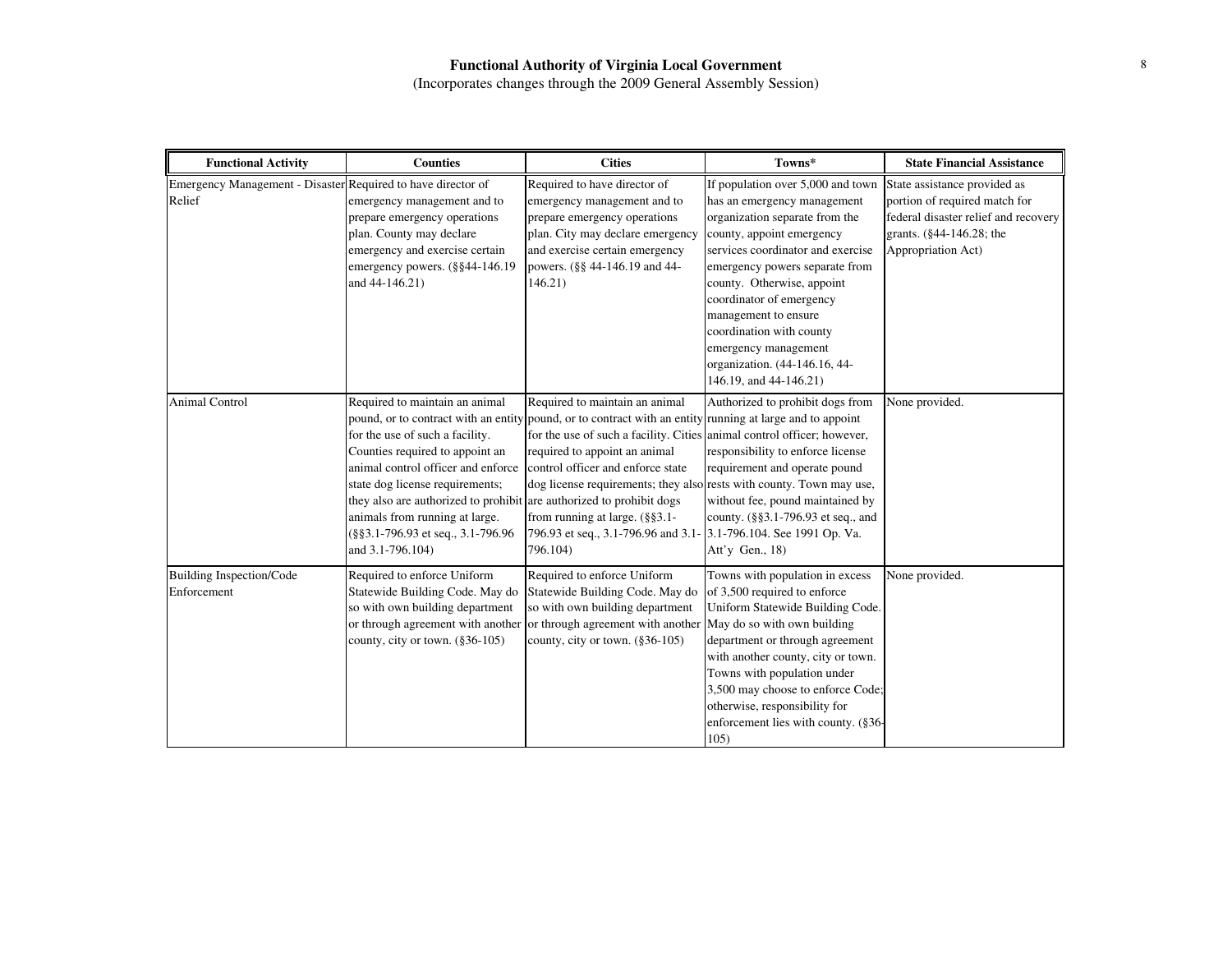**Functional Authority of Virginia Local Government**
(Incorporates changes through the 2009 General Assembly Session)

| Functional Activity | Counties | Cities | Towns* | State Financial Assistance |
|---|---|---|---|---|
| Emergency Management - Disaster Relief | Required to have director of emergency management and to prepare emergency operations plan. County may declare emergency and exercise certain emergency powers. (§§44-146.19 and 44-146.21) | Required to have director of emergency management and to prepare emergency operations plan. City may declare emergency and exercise certain emergency powers. (§§ 44-146.19 and 44-146.21) | If population over 5,000 and town has an emergency management organization separate from the county, appoint emergency services coordinator and exercise emergency powers separate from county. Otherwise, appoint coordinator of emergency management to ensure coordination with county emergency management organization. (44-146.16, 44-146.19, and 44-146.21) | State assistance provided as portion of required match for federal disaster relief and recovery grants. (§44-146.28; the Appropriation Act) |
| Animal Control | Required to maintain an animal pound, or to contract with an entity for the use of such a facility. Counties required to appoint an animal control officer and enforce state dog license requirements; they also are authorized to prohibit animals from running at large. (§§3.1-796.93 et seq., 3.1-796.96 and 3.1-796.104) | Required to maintain an animal pound, or to contract with an entity for the use of such a facility. Cities required to appoint an animal control officer and enforce state dog license requirements; they also are authorized to prohibit dogs from running at large. (§§3.1-796.93 et seq., 3.1-796.96 and 3.1-796.104) | Authorized to prohibit dogs from running at large and to appoint animal control officer; however, responsibility to enforce license requirement and operate pound rests with county. Town may use, without fee, pound maintained by county. (§§3.1-796.93 et seq., and 3.1-796.104. See 1991 Op. Va. Att'y Gen., 18) | None provided. |
| Building Inspection/Code Enforcement | Required to enforce Uniform Statewide Building Code. May do so with own building department or through agreement with another county, city or town. (§36-105) | Required to enforce Uniform Statewide Building Code. May do so with own building department or through agreement with another county, city or town. (§36-105) | Towns with population in excess of 3,500 required to enforce Uniform Statewide Building Code. May do so with own building department or through agreement with another county, city or town. Towns with population under 3,500 may choose to enforce Code; otherwise, responsibility for enforcement lies with county. (§36-105) | None provided. |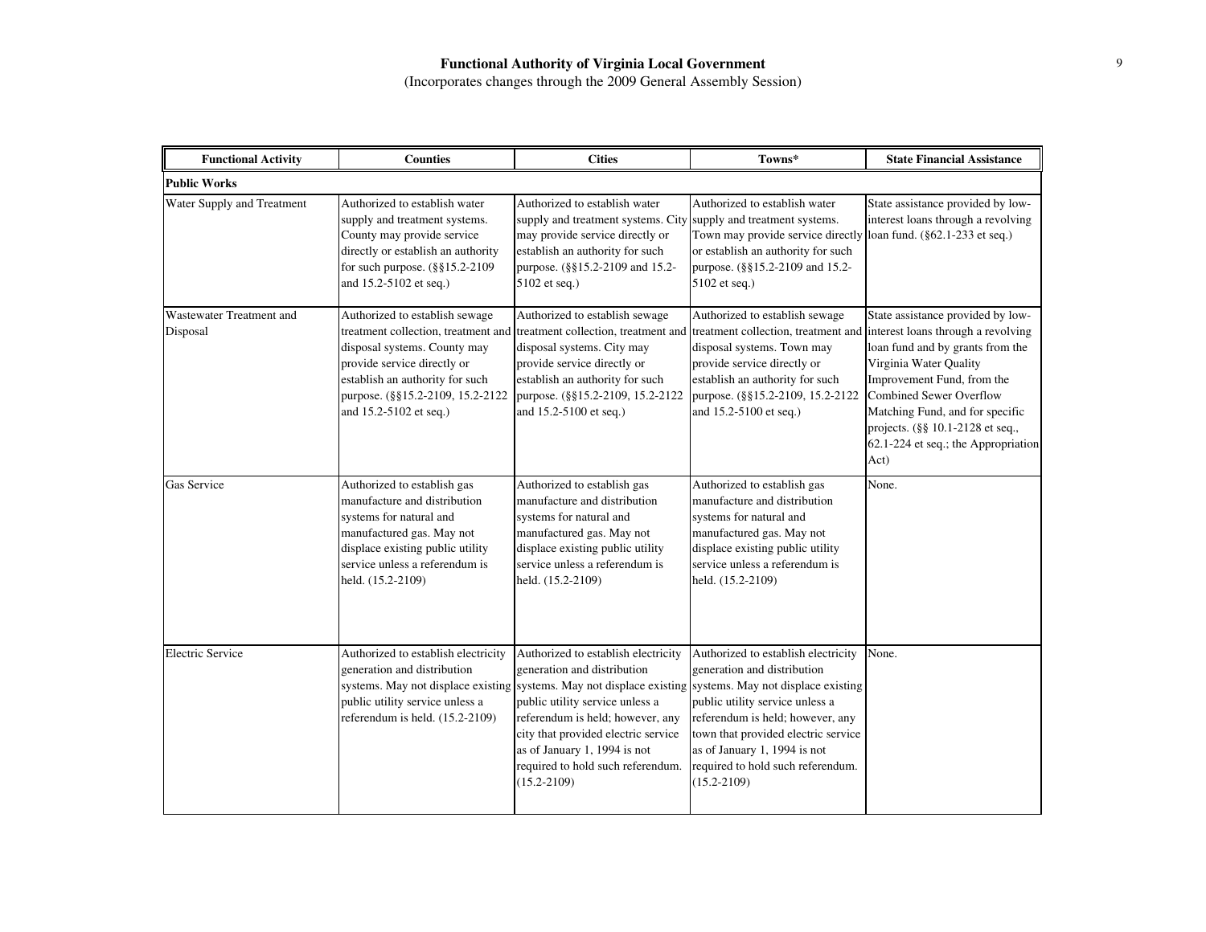# Functional Authority of Virginia Local Government

(Incorporates changes through the 2009 General Assembly Session)

| Functional Activity | Counties | Cities | Towns* | State Financial Assistance |
|---|---|---|---|---|
| **Public Works** | | | | |
| Water Supply and Treatment | Authorized to establish water supply and treatment systems. County may provide service directly or establish an authority for such purpose. (§§15.2-2109 and 15.2-5102 et seq.) | Authorized to establish water supply and treatment systems. City may provide service directly or establish an authority for such purpose. (§§15.2-2109 and 15.2-5102 et seq.) | Authorized to establish water supply and treatment systems. Town may provide service directly or establish an authority for such purpose. (§§15.2-2109 and 15.2-5102 et seq.) | State assistance provided by low-interest loans through a revolving loan fund. (§62.1-233 et seq.) |
| Wastewater Treatment and Disposal | Authorized to establish sewage treatment collection, treatment and disposal systems. County may provide service directly or establish an authority for such purpose. (§§15.2-2109, 15.2-2122 and 15.2-5102 et seq.) | Authorized to establish sewage treatment collection, treatment and disposal systems. City may provide service directly or establish an authority for such purpose. (§§15.2-2109, 15.2-2122 and 15.2-5100 et seq.) | Authorized to establish sewage treatment collection, treatment and disposal systems. Town may provide service directly or establish an authority for such purpose. (§§15.2-2109, 15.2-2122 and 15.2-5100 et seq.) | State assistance provided by low-interest loans through a revolving loan fund and by grants from the Virginia Water Quality Improvement Fund, from the Combined Sewer Overflow Matching Fund, and for specific projects. (§§ 10.1-2128 et seq., 62.1-224 et seq.; the Appropriation Act) |
| Gas Service | Authorized to establish gas manufacture and distribution systems for natural and manufactured gas. May not displace existing public utility service unless a referendum is held. (15.2-2109) | Authorized to establish gas manufacture and distribution systems for natural and manufactured gas. May not displace existing public utility service unless a referendum is held. (15.2-2109) | Authorized to establish gas manufacture and distribution systems for natural and manufactured gas. May not displace existing public utility service unless a referendum is held. (15.2-2109) | None. |
| Electric Service | Authorized to establish electricity generation and distribution systems. May not displace existing public utility service unless a referendum is held. (15.2-2109) | Authorized to establish electricity generation and distribution systems. May not displace existing public utility service unless a referendum is held; however, any city that provided electric service as of January 1, 1994 is not required to hold such referendum. (15.2-2109) | Authorized to establish electricity generation and distribution systems. May not displace existing public utility service unless a referendum is held; however, any town that provided electric service as of January 1, 1994 is not required to hold such referendum. (15.2-2109) | None. |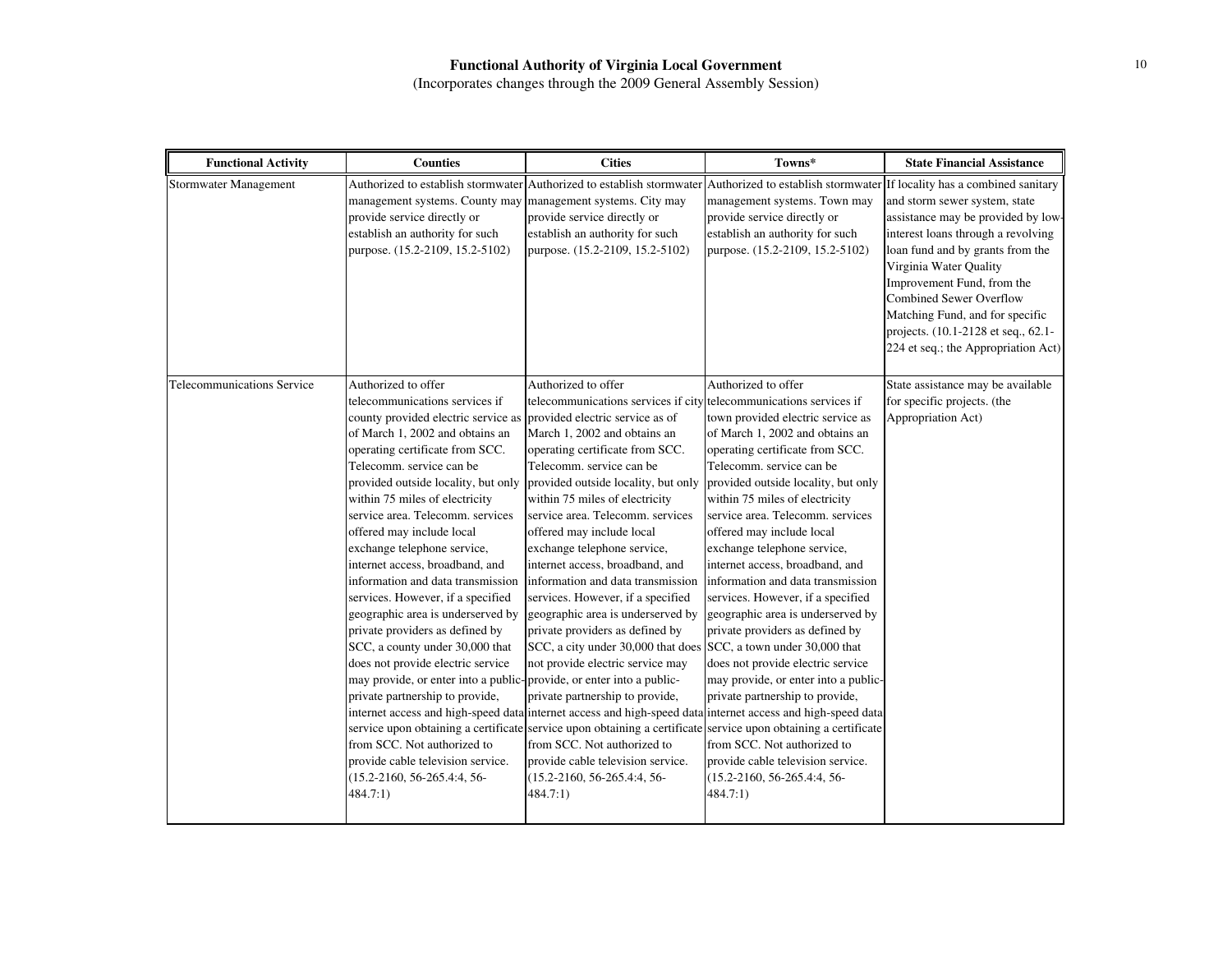# Functional Authority of Virginia Local Government

(Incorporates changes through the 2009 General Assembly Session)

| Functional Activity | Counties | Cities | Towns* | State Financial Assistance |
|---|---|---|---|---|
| Stormwater Management | Authorized to establish stormwater management systems. County may provide service directly or establish an authority for such purpose. (15.2-2109, 15.2-5102) | Authorized to establish stormwater management systems. City may provide service directly or establish an authority for such purpose. (15.2-2109, 15.2-5102) | Authorized to establish stormwater management systems. Town may provide service directly or establish an authority for such purpose. (15.2-2109, 15.2-5102) | If locality has a combined sanitary and storm sewer system, state assistance may be provided by low-interest loans through a revolving loan fund and by grants from the Virginia Water Quality Improvement Fund, from the Combined Sewer Overflow Matching Fund, and for specific projects. (10.1-2128 et seq., 62.1-224 et seq.; the Appropriation Act) |
| Telecommunications Service | Authorized to offer telecommunications services if county provided electric service as of March 1, 2002 and obtains an operating certificate from SCC. Telecomm. service can be provided outside locality, but only within 75 miles of electricity service area. Telecomm. services offered may include local exchange telephone service, internet access, broadband, and information and data transmission services. However, if a specified geographic area is underserved by private providers as defined by SCC, a county under 30,000 that does not provide electric service may provide, or enter into a public-private partnership to provide, internet access and high-speed data service upon obtaining a certificate from SCC. Not authorized to provide cable television service. (15.2-2160, 56-265.4:4, 56-484.7:1) | Authorized to offer telecommunications services if city provided electric service as of March 1, 2002 and obtains an operating certificate from SCC. Telecomm. service can be provided outside locality, but only within 75 miles of electricity service area. Telecomm. services offered may include local exchange telephone service, internet access, broadband, and information and data transmission services. However, if a specified geographic area is underserved by private providers as defined by SCC, a city under 30,000 that does not provide electric service may provide, or enter into a public-private partnership to provide, internet access and high-speed data service upon obtaining a certificate from SCC. Not authorized to provide cable television service. (15.2-2160, 56-265.4:4, 56-484.7:1) | Authorized to offer telecommunications services if town provided electric service as of March 1, 2002 and obtains an operating certificate from SCC. Telecomm. service can be provided outside locality, but only within 75 miles of electricity service area. Telecomm. services offered may include local exchange telephone service, internet access, broadband, and information and data transmission services. However, if a specified geographic area is underserved by private providers as defined by SCC, a town under 30,000 that does not provide electric service may provide, or enter into a public-private partnership to provide, internet access and high-speed data service upon obtaining a certificate from SCC. Not authorized to provide cable television service. (15.2-2160, 56-265.4:4, 56-484.7:1) | State assistance may be available for specific projects. (the Appropriation Act) |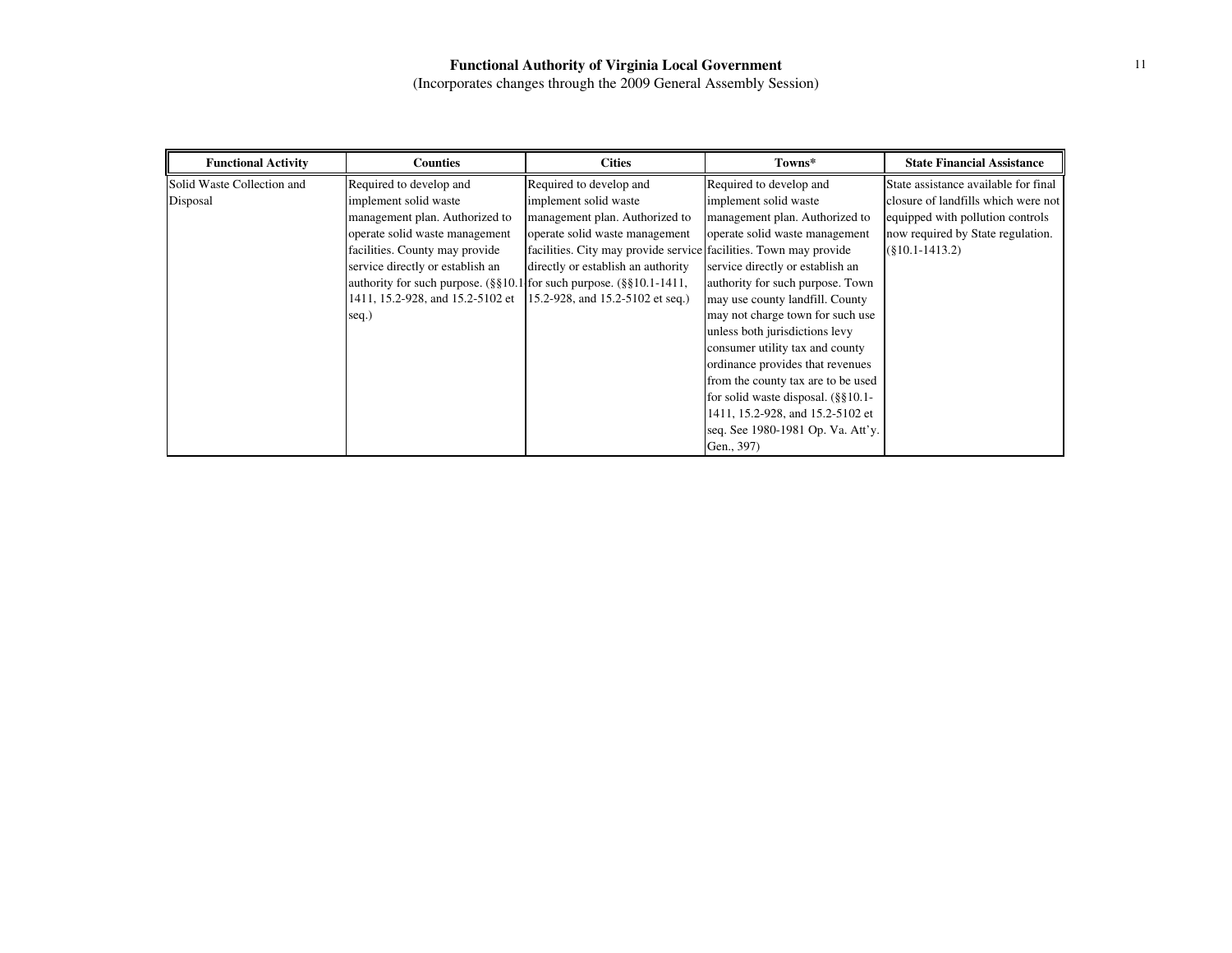**Functional Authority of Virginia Local Government**
(Incorporates changes through the 2009 General Assembly Session)

| Functional Activity | Counties | Cities | Towns* | State Financial Assistance |
|---|---|---|---|---|
| Solid Waste Collection and Disposal | Required to develop and implement solid waste management plan. Authorized to operate solid waste management facilities. County may provide service directly or establish an authority for such purpose. (§§10.1-1411, 15.2-928, and 15.2-5102 et seq.) | Required to develop and implement solid waste management plan. Authorized to operate solid waste management facilities. City may provide service directly or establish an authority for such purpose. (§§10.1-1411, 15.2-928, and 15.2-5102 et seq.) | Required to develop and implement solid waste management plan. Authorized to operate solid waste management facilities. Town may provide service directly or establish an authority for such purpose. Town may use county landfill. County may not charge town for such use unless both jurisdictions levy consumer utility tax and county ordinance provides that revenues from the county tax are to be used for solid waste disposal. (§§10.1-1411, 15.2-928, and 15.2-5102 et seq. See 1980-1981 Op. Va. Att'y. Gen., 397) | State assistance available for final closure of landfills which were not equipped with pollution controls now required by State regulation. (§10.1-1413.2) |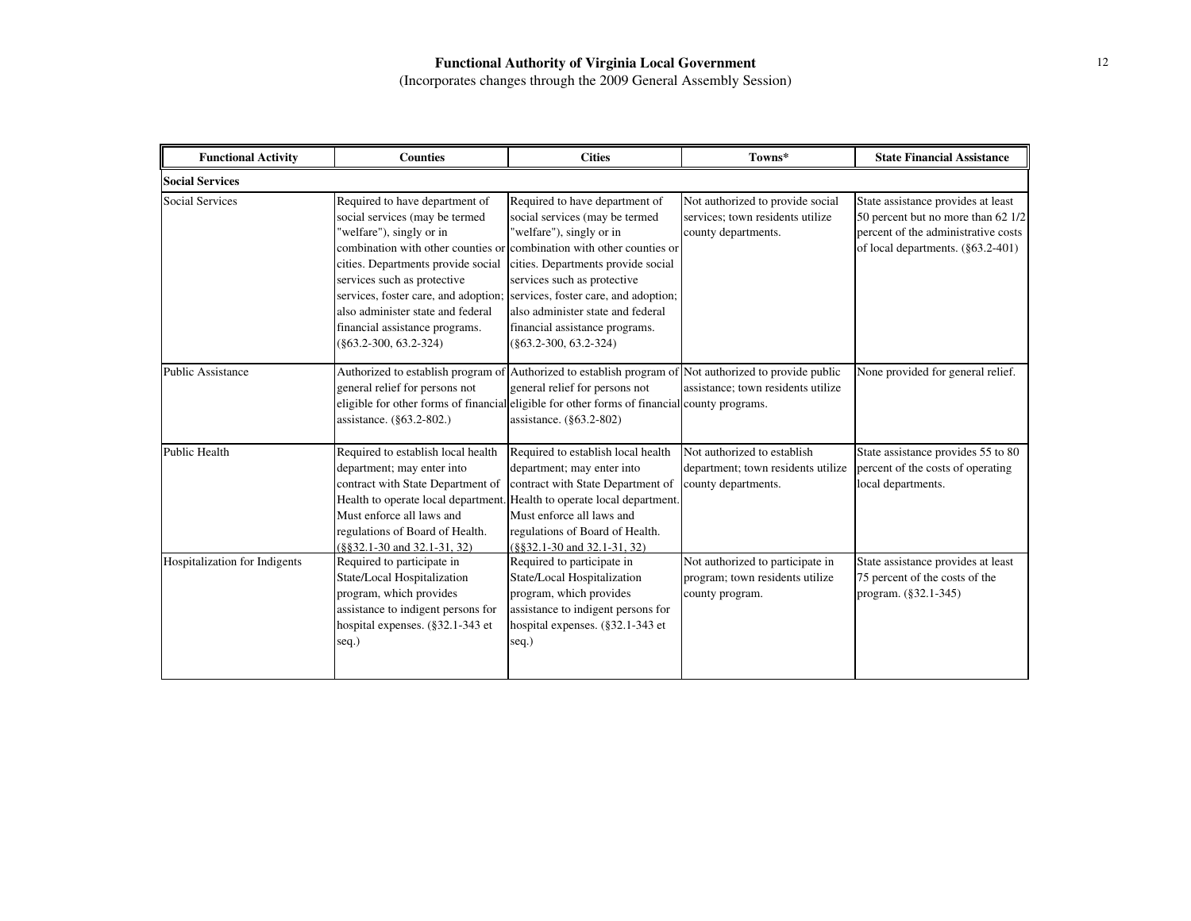**Functional Authority of Virginia Local Government**
(Incorporates changes through the 2009 General Assembly Session)

| Functional Activity | Counties | Cities | Towns* | State Financial Assistance |
|---|---|---|---|---|
| **Social Services** | | | | |
| Social Services | Required to have department of social services (may be termed "welfare"), singly or in combination with other counties or cities. Departments provide social services such as protective services, foster care, and adoption; also administer state and federal financial assistance programs. (§63.2-300, 63.2-324) | Required to have department of social services (may be termed "welfare"), singly or in combination with other counties or cities. Departments provide social services such as protective services, foster care, and adoption; also administer state and federal financial assistance programs. (§63.2-300, 63.2-324) | Not authorized to provide social services; town residents utilize county departments. | State assistance provides at least 50 percent but no more than 62 1/2 percent of the administrative costs of local departments. (§63.2-401) |
| Public Assistance | Authorized to establish program of general relief for persons not eligible for other forms of financial assistance. (§63.2-802.) | Authorized to establish program of general relief for persons not eligible for other forms of financial assistance. (§63.2-802) | Not authorized to provide public assistance; town residents utilize county programs. | None provided for general relief. |
| Public Health | Required to establish local health department; may enter into contract with State Department of Health to operate local department. Must enforce all laws and regulations of Board of Health. (§§32.1-30 and 32.1-31, 32) | Required to establish local health department; may enter into contract with State Department of Health to operate local department. Must enforce all laws and regulations of Board of Health. (§§32.1-30 and 32.1-31, 32) | Not authorized to establish department; town residents utilize county departments. | State assistance provides 55 to 80 percent of the costs of operating local departments. |
| Hospitalization for Indigents | Required to participate in State/Local Hospitalization program, which provides assistance to indigent persons for hospital expenses. (§32.1-343 et seq.) | Required to participate in State/Local Hospitalization program, which provides assistance to indigent persons for hospital expenses. (§32.1-343 et seq.) | Not authorized to participate in program; town residents utilize county program. | State assistance provides at least 75 percent of the costs of the program. (§32.1-345) |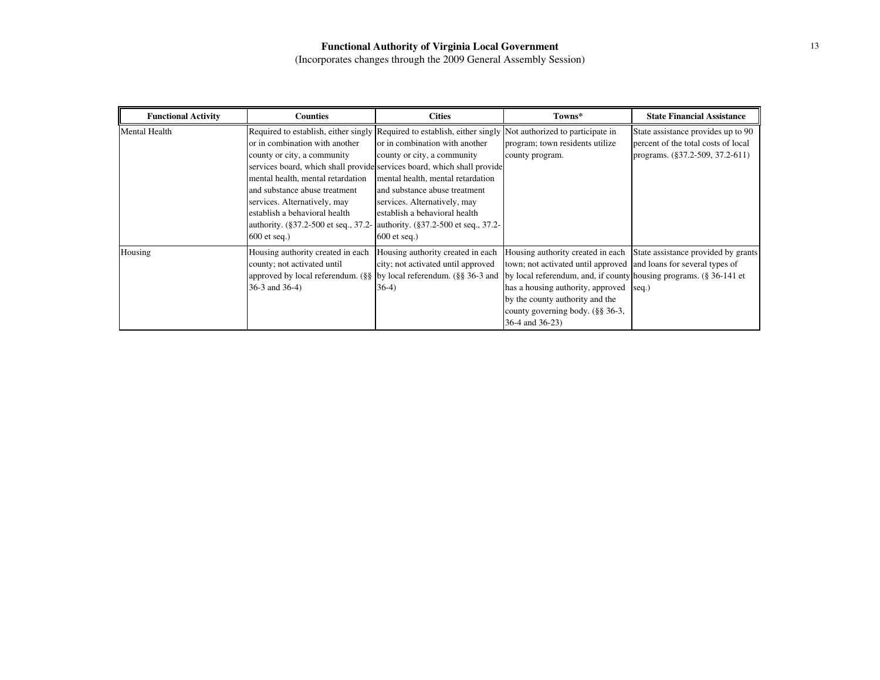**Functional Authority of Virginia Local Government**
(Incorporates changes through the 2009 General Assembly Session)

| Functional Activity | Counties | Cities | Towns* | State Financial Assistance |
|---|---|---|---|---|
| Mental Health | Required to establish, either singly or in combination with another county or city, a community services board, which shall provide mental health, mental retardation and substance abuse treatment services. Alternatively, may establish a behavioral health authority. (§37.2-500 et seq., 37.2-600 et seq.) | Required to establish, either singly or in combination with another county or city, a community services board, which shall provide mental health, mental retardation and substance abuse treatment services. Alternatively, may establish a behavioral health authority. (§37.2-500 et seq., 37.2-600 et seq.) | Not authorized to participate in program; town residents utilize county program. | State assistance provides up to 90 percent of the total costs of local programs. (§37.2-509, 37.2-611) |
| Housing | Housing authority created in each county; not activated until approved by local referendum. (§§ 36-3 and 36-4) | Housing authority created in each city; not activated until approved by local referendum. (§§ 36-3 and 36-4) | Housing authority created in each town; not activated until approved by local referendum, and, if county has a housing authority, approved by the county authority and the county governing body. (§§ 36-3, 36-4 and 36-23) | State assistance provided by grants and loans for several types of housing programs. (§ 36-141 et seq.) |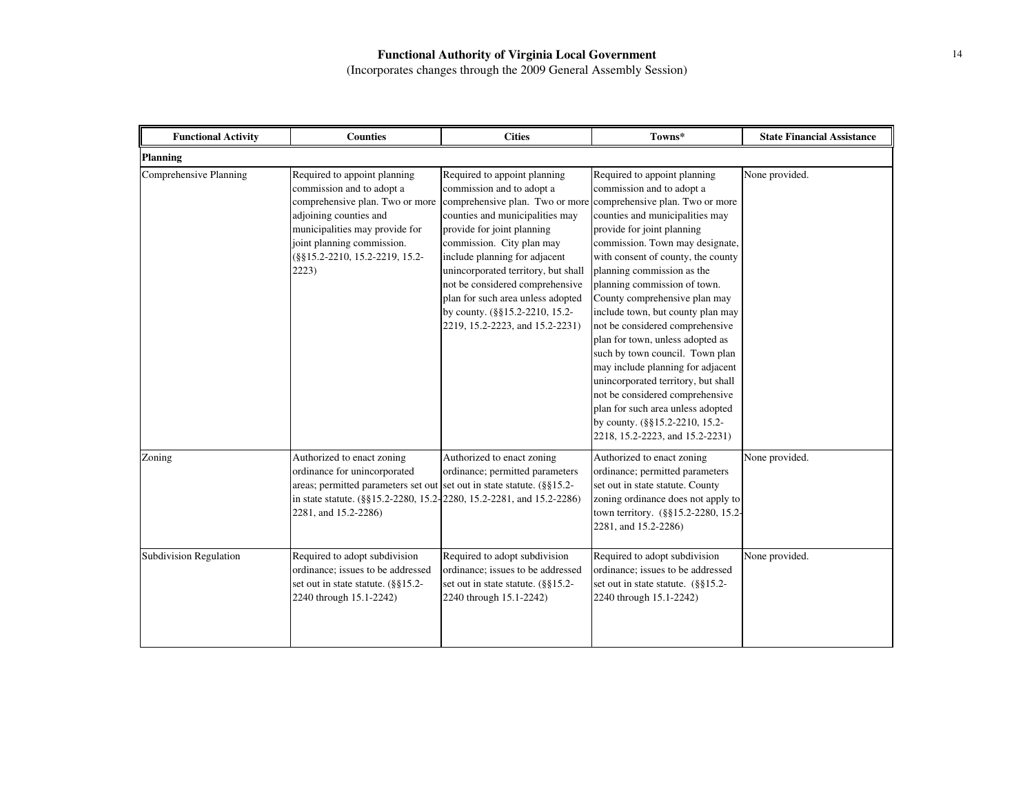**Functional Authority of Virginia Local Government**
(Incorporates changes through the 2009 General Assembly Session)

| Functional Activity | Counties | Cities | Towns* | State Financial Assistance |
|---|---|---|---|---|
| **Planning** | | | | |
| Comprehensive Planning | Required to appoint planning commission and to adopt a comprehensive plan. Two or more adjoining counties and municipalities may provide for joint planning commission. (§§15.2-2210, 15.2-2219, 15.2-2223) | Required to appoint planning commission and to adopt a comprehensive plan. Two or more counties and municipalities may provide for joint planning commission. City plan may include planning for adjacent unincorporated territory, but shall not be considered comprehensive plan for such area unless adopted by county. (§§15.2-2210, 15.2-2219, 15.2-2223, and 15.2-2231) | Required to appoint planning commission and to adopt a comprehensive plan. Two or more counties and municipalities may provide for joint planning commission. Town may designate, with consent of county, the county planning commission as the planning commission of town. County comprehensive plan may include town, but county plan may not be considered comprehensive plan for town, unless adopted as such by town council. Town plan may include planning for adjacent unincorporated territory, but shall not be considered comprehensive plan for such area unless adopted by county. (§§15.2-2210, 15.2-2218, 15.2-2223, and 15.2-2231) | None provided. |
| Zoning | Authorized to enact zoning ordinance for unincorporated areas; permitted parameters set out in state statute. (§§15.2-2280, 15.2-2281, and 15.2-2286) | Authorized to enact zoning ordinance; permitted parameters set out in state statute. (§§15.2-2280, 15.2-2281, and 15.2-2286) | Authorized to enact zoning ordinance; permitted parameters set out in state statute. County zoning ordinance does not apply to town territory. (§§15.2-2280, 15.2-2281, and 15.2-2286) | None provided. |
| Subdivision Regulation | Required to adopt subdivision ordinance; issues to be addressed set out in state statute. (§§15.2-2240 through 15.1-2242) | Required to adopt subdivision ordinance; issues to be addressed set out in state statute. (§§15.2-2240 through 15.1-2242) | Required to adopt subdivision ordinance; issues to be addressed set out in state statute. (§§15.2-2240 through 15.1-2242) | None provided. |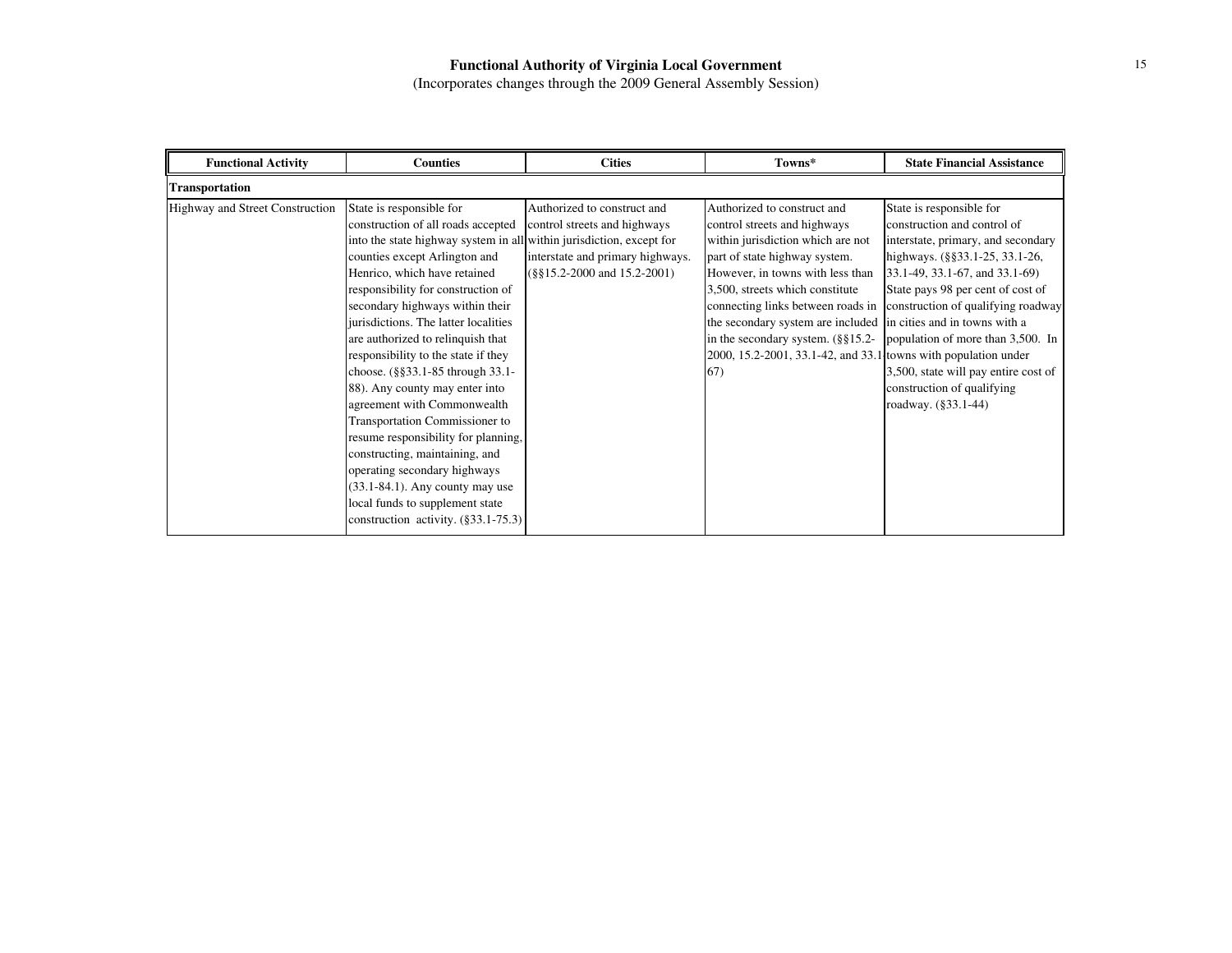**Functional Authority of Virginia Local Government**
(Incorporates changes through the 2009 General Assembly Session)

| Functional Activity | Counties | Cities | Towns* | State Financial Assistance |
|---|---|---|---|---|
| **Transportation** | | | | |
| Highway and Street Construction | State is responsible for construction of all roads accepted into the state highway system in all counties except Arlington and Henrico, which have retained responsibility for construction of secondary highways within their jurisdictions. The latter localities are authorized to relinquish that responsibility to the state if they choose. (§§33.1-85 through 33.1-88). Any county may enter into agreement with Commonwealth Transportation Commissioner to resume responsibility for planning, constructing, maintaining, and operating secondary highways (33.1-84.1). Any county may use local funds to supplement state construction activity. (§33.1-75.3) | Authorized to construct and control streets and highways within jurisdiction, except for interstate and primary highways. (§§15.2-2000 and 15.2-2001) | Authorized to construct and control streets and highways within jurisdiction which are not part of state highway system. However, in towns with less than 3,500, streets which constitute connecting links between roads in the secondary system are included in the secondary system. (§§15.2-2000, 15.2-2001, 33.1-42, and 33.1-67) | State is responsible for construction and control of interstate, primary, and secondary highways. (§§33.1-25, 33.1-26, 33.1-49, 33.1-67, and 33.1-69) State pays 98 per cent of cost of construction of qualifying roadway in cities and in towns with a population of more than 3,500. In towns with population under 3,500, state will pay entire cost of construction of qualifying roadway. (§33.1-44) |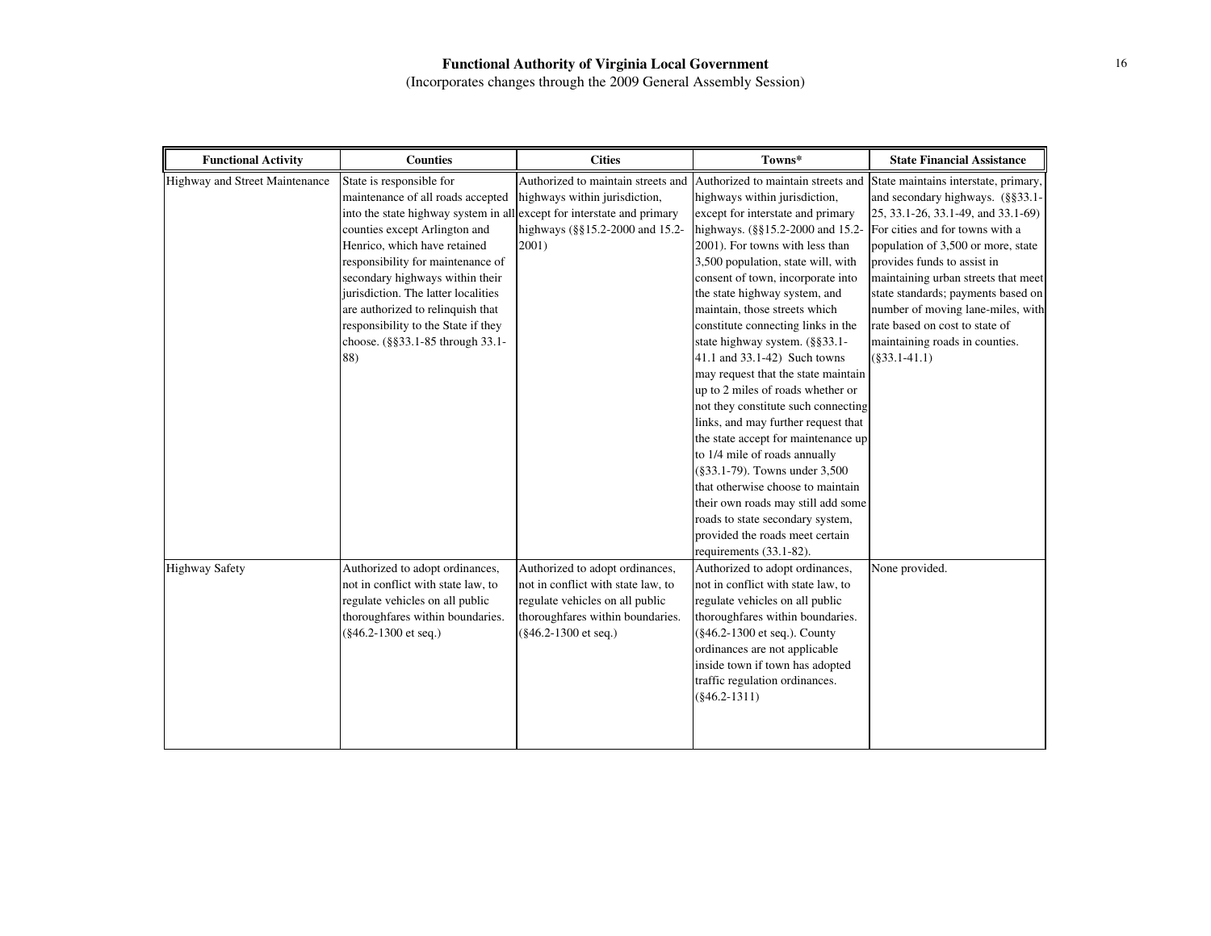# Functional Authority of Virginia Local Government

(Incorporates changes through the 2009 General Assembly Session)

| Functional Activity | Counties | Cities | Towns* | State Financial Assistance |
|---|---|---|---|---|
| Highway and Street Maintenance | State is responsible for maintenance of all roads accepted into the state highway system in all counties except Arlington and Henrico, which have retained responsibility for maintenance of secondary highways within their jurisdiction. The latter localities are authorized to relinquish that responsibility to the State if they choose. (§§33.1-85 through 33.1-88) | Authorized to maintain streets and highways within jurisdiction, except for interstate and primary highways (§§15.2-2000 and 15.2-2001) | Authorized to maintain streets and highways within jurisdiction, except for interstate and primary highways. (§§15.2-2000 and 15.2-2001). For towns with less than 3,500 population, state will, with consent of town, incorporate into the state highway system, and maintain, those streets which constitute connecting links in the state highway system. (§§33.1-41.1 and 33.1-42) Such towns may request that the state maintain up to 2 miles of roads whether or not they constitute such connecting links, and may further request that the state accept for maintenance up to 1/4 mile of roads annually (§33.1-79). Towns under 3,500 that otherwise choose to maintain their own roads may still add some roads to state secondary system, provided the roads meet certain requirements (33.1-82). | State maintains interstate, primary, and secondary highways. (§§33.1-25, 33.1-26, 33.1-49, and 33.1-69) For cities and for towns with a population of 3,500 or more, state provides funds to assist in maintaining urban streets that meet state standards; payments based on number of moving lane-miles, with rate based on cost to state of maintaining roads in counties. (§33.1-41.1) |
| Highway Safety | Authorized to adopt ordinances, not in conflict with state law, to regulate vehicles on all public thoroughfares within boundaries. (§46.2-1300 et seq.) | Authorized to adopt ordinances, not in conflict with state law, to regulate vehicles on all public thoroughfares within boundaries. (§46.2-1300 et seq.) | Authorized to adopt ordinances, not in conflict with state law, to regulate vehicles on all public thoroughfares within boundaries. (§46.2-1300 et seq.). County ordinances are not applicable inside town if town has adopted traffic regulation ordinances. (§46.2-1311) | None provided. |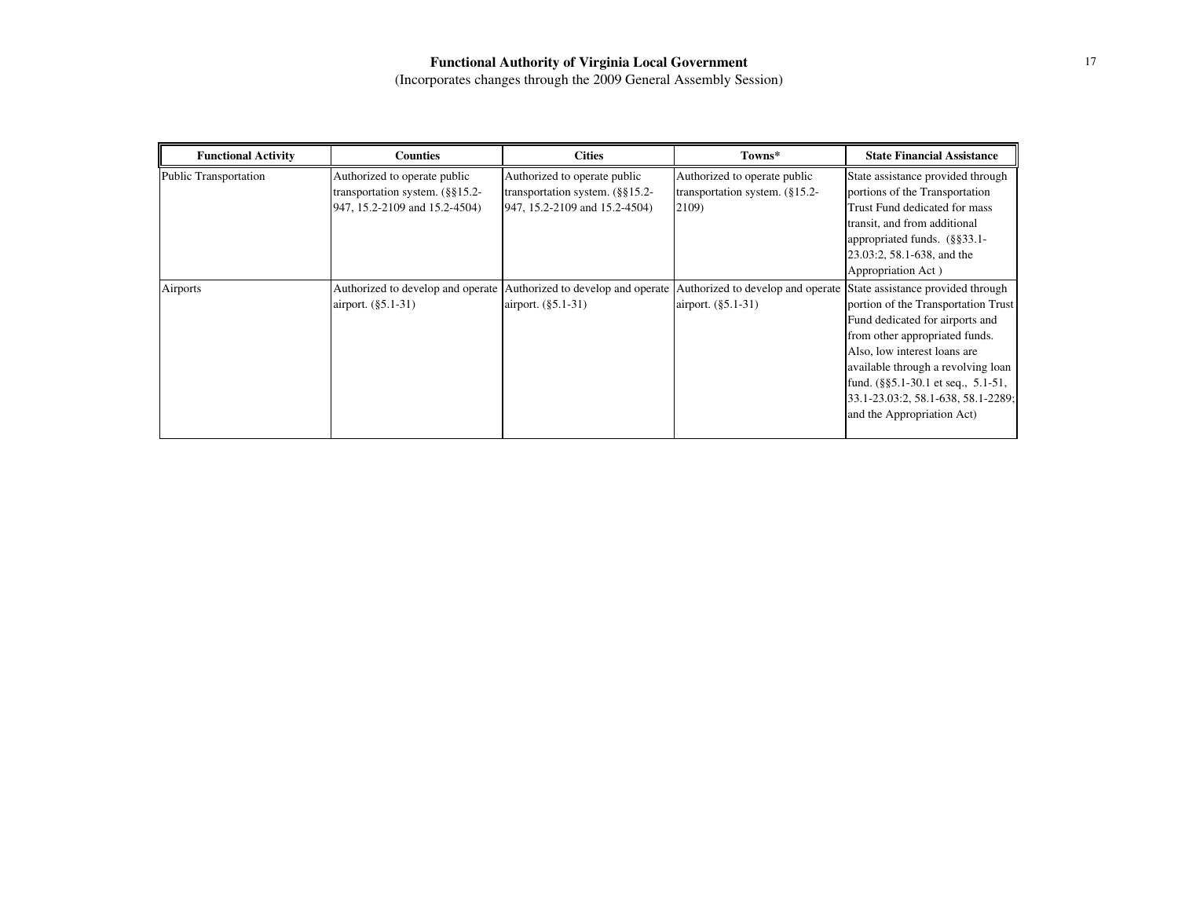# Functional Authority of Virginia Local Government

(Incorporates changes through the 2009 General Assembly Session)

| Functional Activity | Counties | Cities | Towns* | State Financial Assistance |
|---|---|---|---|---|
| Public Transportation | Authorized to operate public transportation system. (§§15.2-947, 15.2-2109 and 15.2-4504) | Authorized to operate public transportation system. (§§15.2-947, 15.2-2109 and 15.2-4504) | Authorized to operate public transportation system. (§15.2-2109) | State assistance provided through portions of the Transportation Trust Fund dedicated for mass transit, and from additional appropriated funds. (§§33.1-23.03:2, 58.1-638, and the Appropriation Act ) |
| Airports | Authorized to develop and operate airport. (§5.1-31) | Authorized to develop and operate airport. (§5.1-31) | Authorized to develop and operate airport. (§5.1-31) | State assistance provided through portion of the Transportation Trust Fund dedicated for airports and from other appropriated funds. Also, low interest loans are available through a revolving loan fund. (§§5.1-30.1 et seq., 5.1-51, 33.1-23.03:2, 58.1-638, 58.1-2289; and the Appropriation Act) |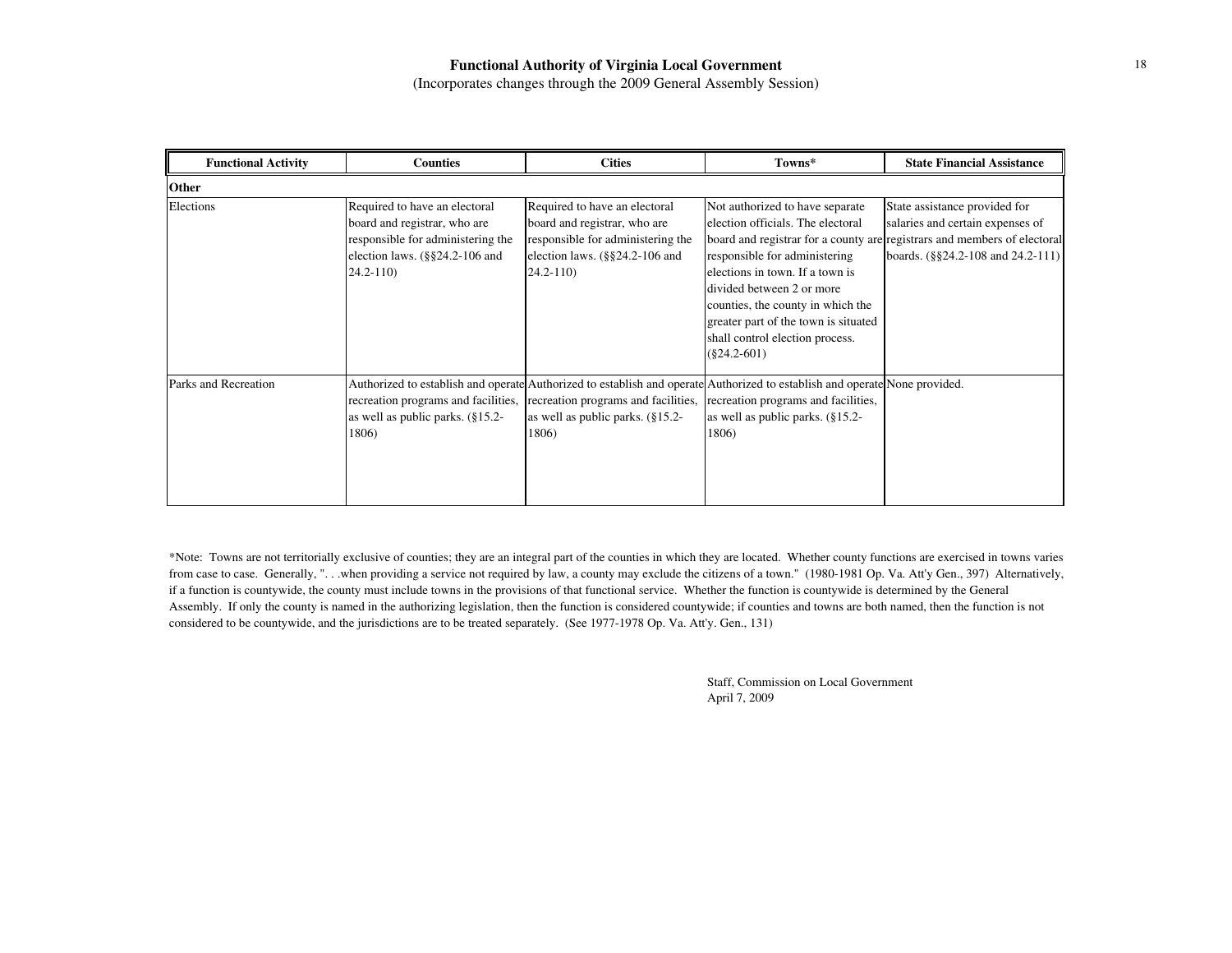**Functional Authority of Virginia Local Government**
(Incorporates changes through the 2009 General Assembly Session)

| Functional Activity | Counties | Cities | Towns* | State Financial Assistance |
|---|---|---|---|---|
| **Other** | | | | |
| Elections | Required to have an electoral board and registrar, who are responsible for administering the election laws. (§§24.2-106 and 24.2-110) | Required to have an electoral board and registrar, who are responsible for administering the election laws. (§§24.2-106 and 24.2-110) | Not authorized to have separate election officials. The electoral board and registrar for a county are responsible for administering elections in town. If a town is divided between 2 or more counties, the county in which the greater part of the town is situated shall control election process. (§24.2-601) | State assistance provided for salaries and certain expenses of registrars and members of electoral boards. (§§24.2-108 and 24.2-111) |
| Parks and Recreation | Authorized to establish and operate recreation programs and facilities, as well as public parks. (§15.2-1806) | Authorized to establish and operate recreation programs and facilities, as well as public parks. (§15.2-1806) | Authorized to establish and operate recreation programs and facilities, as well as public parks. (§15.2-1806) | None provided. |

*Note: Towns are not territorially exclusive of counties; they are an integral part of the counties in which they are located. Whether county functions are exercised in towns varies from case to case. Generally, ". . .when providing a service not required by law, a county may exclude the citizens of a town." (1980-1981 Op. Va. Att'y Gen., 397) Alternatively, if a function is countywide, the county must include towns in the provisions of that functional service. Whether the function is countywide is determined by the General Assembly. If only the county is named in the authorizing legislation, then the function is considered countywide; if counties and towns are both named, then the function is not considered to be countywide, and the jurisdictions are to be treated separately. (See 1977-1978 Op. Va. Att'y. Gen., 131)

Staff, Commission on Local Government
April 7, 2009